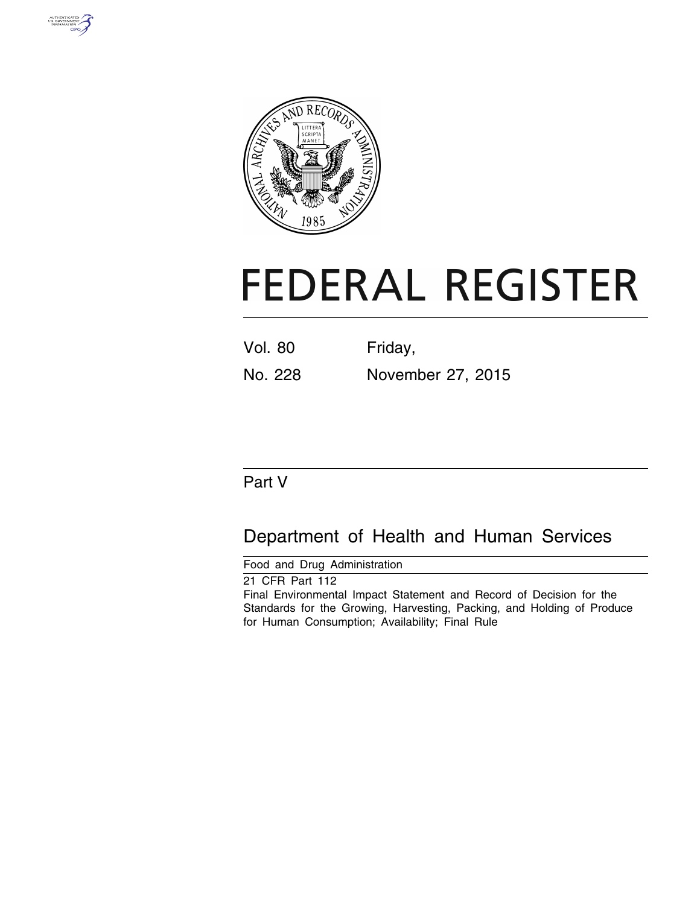# FEDERAL REGISTER

Vol. 80 Friday,

No. 228 November 27, 2015

## Part V

## Department of Health and Human Services

Food and Drug Administration

21 CFR Part 112

Final Environmental Impact Statement and Record of Decision for the Standards for the Growing, Harvesting, Packing, and Holding of Produce for Human Consumption; Availability; Final Rule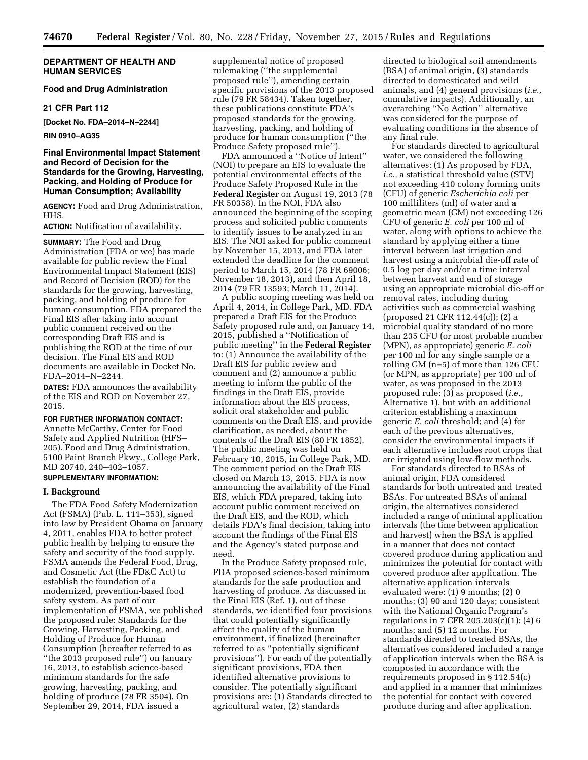**DEPARTMENT OF HEALTH AND HUMAN SERVICES**

**Food and Drug Administration**

**21 CFR Part 112**

**[Docket No. FDA–2014–N–2244]**

**RIN 0910–AG35**

## Final Environmental Impact Statement and Record of Decision for the Standards for the Growing, Harvesting, Packing, and Holding of Produce for Human Consumption; Availability

**AGENCY:** Food and Drug Administration, HHS.

**ACTION:** Notification of availability.

**SUMMARY:** The Food and Drug Administration (FDA or we) has made available for public review the Final Environmental Impact Statement (EIS) and Record of Decision (ROD) for the standards for the growing, harvesting, packing, and holding of produce for human consumption. FDA prepared the Final EIS after taking into account public comment received on the corresponding Draft EIS and is publishing the ROD at the time of our decision. The Final EIS and ROD documents are available in Docket No. FDA–2014–N–2244.

**DATES:** FDA announces the availability of the EIS and ROD on November 27, 2015.

**FOR FURTHER INFORMATION CONTACT:** Annette McCarthy, Center for Food Safety and Applied Nutrition (HFS–205), Food and Drug Administration, 5100 Paint Branch Pkwy., College Park, MD 20740, 240–402–1057.

**SUPPLEMENTARY INFORMATION:**

### I. Background

The FDA Food Safety Modernization Act (FSMA) (Pub. L. 111–353), signed into law by President Obama on January 4, 2011, enables FDA to better protect public health by helping to ensure the safety and security of the food supply. FSMA amends the Federal Food, Drug, and Cosmetic Act (the FD&C Act) to establish the foundation of a modernized, prevention-based food safety system. As part of our implementation of FSMA, we published the proposed rule: Standards for the Growing, Harvesting, Packing, and Holding of Produce for Human Consumption (hereafter referred to as ''the 2013 proposed rule'') on January 16, 2013, to establish science-based minimum standards for the safe growing, harvesting, packing, and holding of produce (78 FR 3504). On September 29, 2014, FDA issued a supplemental notice of proposed rulemaking (''the supplemental proposed rule''), amending certain specific provisions of the 2013 proposed rule (79 FR 58434). Taken together, these publications constitute FDA's proposed standards for the growing, harvesting, packing, and holding of produce for human consumption (''the Produce Safety proposed rule'').

FDA announced a ''Notice of Intent'' (NOI) to prepare an EIS to evaluate the potential environmental effects of the Produce Safety Proposed Rule in the **Federal Register** on August 19, 2013 (78 FR 50358). In the NOI, FDA also announced the beginning of the scoping process and solicited public comments to identify issues to be analyzed in an EIS. The NOI asked for public comment by November 15, 2013, and FDA later extended the deadline for the comment period to March 15, 2014 (78 FR 69006; November 18, 2013), and then April 18, 2014 (79 FR 13593; March 11, 2014).

A public scoping meeting was held on April 4, 2014, in College Park, MD. FDA prepared a Draft EIS for the Produce Safety proposed rule and, on January 14, 2015, published a ''Notification of public meeting'' in the **Federal Register** to: (1) Announce the availability of the Draft EIS for public review and comment and (2) announce a public meeting to inform the public of the findings in the Draft EIS, provide information about the EIS process, solicit oral stakeholder and public comments on the Draft EIS, and provide clarification, as needed, about the contents of the Draft EIS (80 FR 1852). The public meeting was held on February 10, 2015, in College Park, MD. The comment period on the Draft EIS closed on March 13, 2015. FDA is now announcing the availability of the Final EIS, which FDA prepared, taking into account public comment received on the Draft EIS, and the ROD, which details FDA's final decision, taking into account the findings of the Final EIS and the Agency's stated purpose and need.

In the Produce Safety proposed rule, FDA proposed science-based minimum standards for the safe production and harvesting of produce. As discussed in the Final EIS (Ref. 1), out of these standards, we identified four provisions that could potentially significantly affect the quality of the human environment, if finalized (hereinafter referred to as ''potentially significant provisions''). For each of the potentially significant provisions, FDA then identified alternative provisions to consider. The potentially significant provisions are: (1) Standards directed to agricultural water, (2) standards directed to biological soil amendments (BSA) of animal origin, (3) standards directed to domesticated and wild animals, and (4) general provisions (*i.e.,* cumulative impacts). Additionally, an overarching ''No Action'' alternative was considered for the purpose of evaluating conditions in the absence of any final rule.

For standards directed to agricultural water, we considered the following alternatives: (1) As proposed by FDA, *i.e.,* a statistical threshold value (STV) not exceeding 410 colony forming units (CFU) of generic *Escherichia coli* per 100 milliliters (ml) of water and a geometric mean (GM) not exceeding 126 CFU of generic *E. coli* per 100 ml of water, along with options to achieve the standard by applying either a time interval between last irrigation and harvest using a microbial die-off rate of 0.5 log per day and/or a time interval between harvest and end of storage using an appropriate microbial die-off or removal rates, including during activities such as commercial washing (proposed 21 CFR 112.44(c)); (2) a microbial quality standard of no more than 235 CFU (or most probable number (MPN), as appropriate) generic *E. coli* per 100 ml for any single sample or a rolling GM (n=5) of more than 126 CFU (or MPN, as appropriate) per 100 ml of water, as was proposed in the 2013 proposed rule; (3) as proposed (*i.e.,* Alternative 1), but with an additional criterion establishing a maximum generic *E. coli* threshold; and (4) for each of the previous alternatives, consider the environmental impacts if each alternative includes root crops that are irrigated using low-flow methods.

For standards directed to BSAs of animal origin, FDA considered standards for both untreated and treated BSAs. For untreated BSAs of animal origin, the alternatives considered included a range of minimal application intervals (the time between application and harvest) when the BSA is applied in a manner that does not contact covered produce during application and minimizes the potential for contact with covered produce after application. The alternative application intervals evaluated were: (1) 9 months; (2) 0 months; (3) 90 and 120 days; consistent with the National Organic Program's regulations in 7 CFR 205.203(c)(1); (4) 6 months; and (5) 12 months. For standards directed to treated BSAs, the alternatives considered included a range of application intervals when the BSA is composted in accordance with the requirements proposed in § 112.54(c) and applied in a manner that minimizes the potential for contact with covered produce during and after application.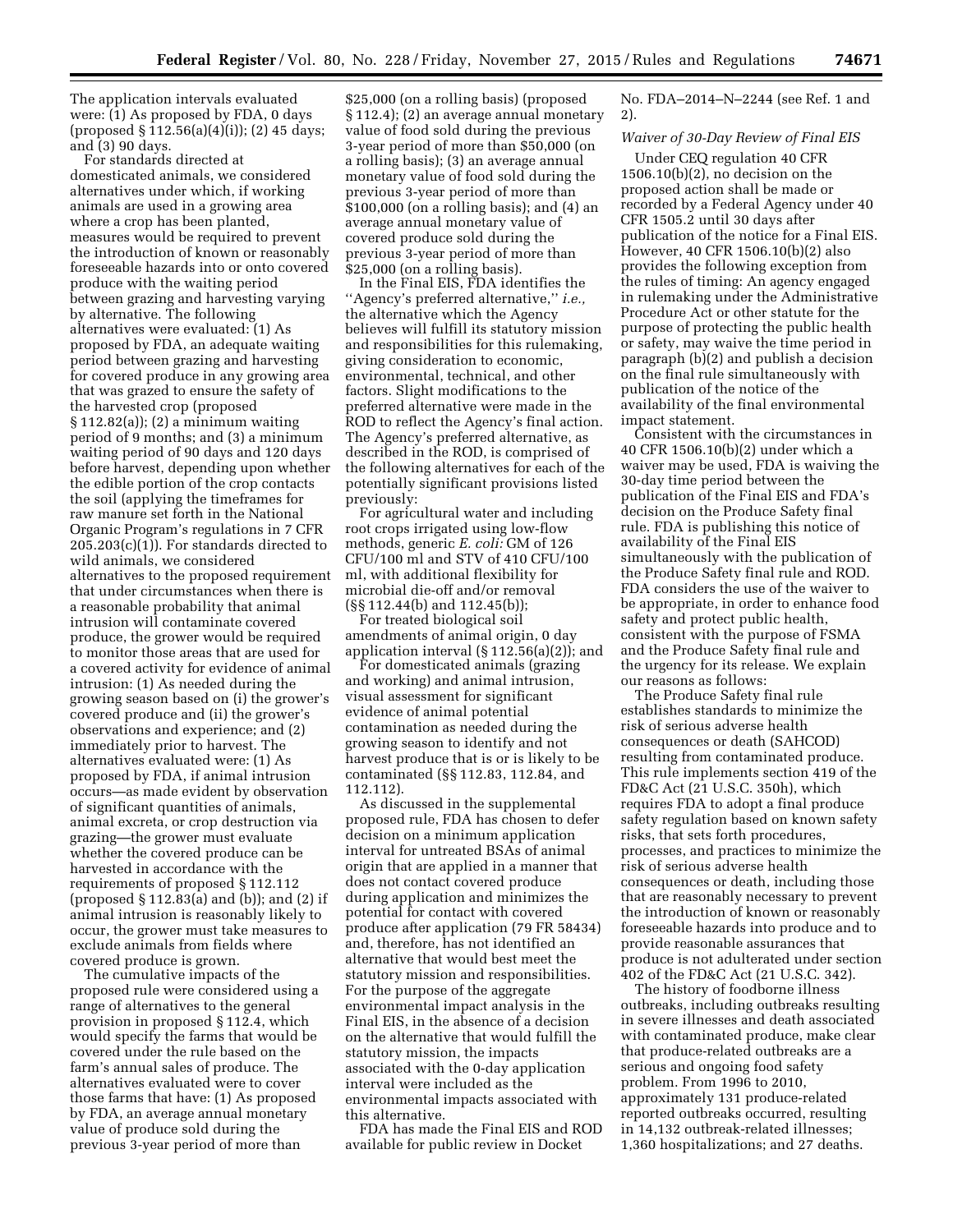The application intervals evaluated were: (1) As proposed by FDA, 0 days (proposed § 112.56(a)(4)(i)); (2) 45 days; and (3) 90 days.

For standards directed at domesticated animals, we considered alternatives under which, if working animals are used in a growing area where a crop has been planted, measures would be required to prevent the introduction of known or reasonably foreseeable hazards into or onto covered produce with the waiting period between grazing and harvesting varying by alternative. The following alternatives were evaluated: (1) As proposed by FDA, an adequate waiting period between grazing and harvesting for covered produce in any growing area that was grazed to ensure the safety of the harvested crop (proposed § 112.82(a)); (2) a minimum waiting period of 9 months; and (3) a minimum waiting period of 90 days and 120 days before harvest, depending upon whether the edible portion of the crop contacts the soil (applying the timeframes for raw manure set forth in the National Organic Program's regulations in 7 CFR 205.203(c)(1)). For standards directed to wild animals, we considered alternatives to the proposed requirement that under circumstances when there is a reasonable probability that animal intrusion will contaminate covered produce, the grower would be required to monitor those areas that are used for a covered activity for evidence of animal intrusion: (1) As needed during the growing season based on (i) the grower's covered produce and (ii) the grower's observations and experience; and (2) immediately prior to harvest. The alternatives evaluated were: (1) As proposed by FDA, if animal intrusion occurs—as made evident by observation of significant quantities of animals, animal excreta, or crop destruction via grazing—the grower must evaluate whether the covered produce can be harvested in accordance with the requirements of proposed § 112.112 (proposed § 112.83(a) and (b)); and (2) if animal intrusion is reasonably likely to occur, the grower must take measures to exclude animals from fields where covered produce is grown.

The cumulative impacts of the proposed rule were considered using a range of alternatives to the general provision in proposed § 112.4, which would specify the farms that would be covered under the rule based on the farm's annual sales of produce. The alternatives evaluated were to cover those farms that have: (1) As proposed by FDA, an average annual monetary value of produce sold during the previous 3-year period of more than $25,000 (on a rolling basis) (proposed § 112.4); (2) an average annual monetary value of food sold during the previous 3-year period of more than $50,000 (on a rolling basis); (3) an average annual monetary value of food sold during the previous 3-year period of more than $100,000 (on a rolling basis); and (4) an average annual monetary value of covered produce sold during the previous 3-year period of more than $25,000 (on a rolling basis).

In the Final EIS, FDA identifies the "Agency's preferred alternative," *i.e.,* the alternative which the Agency believes will fulfill its statutory mission and responsibilities for this rulemaking, giving consideration to economic, environmental, technical, and other factors. Slight modifications to the preferred alternative were made in the ROD to reflect the Agency's final action. The Agency's preferred alternative, as described in the ROD, is comprised of the following alternatives for each of the potentially significant provisions listed previously:

For agricultural water and including root crops irrigated using low-flow methods, generic *E. coli:* GM of 126 CFU/100 ml and STV of 410 CFU/100 ml, with additional flexibility for microbial die-off and/or removal (§§ 112.44(b) and 112.45(b));

For treated biological soil amendments of animal origin, 0 day application interval (§ 112.56(a)(2)); and

For domesticated animals (grazing and working) and animal intrusion, visual assessment for significant evidence of animal potential contamination as needed during the growing season to identify and not harvest produce that is or is likely to be contaminated (§§ 112.83, 112.84, and 112.112).

As discussed in the supplemental proposed rule, FDA has chosen to defer decision on a minimum application interval for untreated BSAs of animal origin that are applied in a manner that does not contact covered produce during application and minimizes the potential for contact with covered produce after application (79 FR 58434) and, therefore, has not identified an alternative that would best meet the statutory mission and responsibilities. For the purpose of the aggregate environmental impact analysis in the Final EIS, in the absence of a decision on the alternative that would fulfill the statutory mission, the impacts associated with the 0-day application interval were included as the environmental impacts associated with this alternative.

FDA has made the Final EIS and ROD available for public review in Docket No. FDA–2014–N–2244 (see Ref. 1 and 2).

*Waiver of 30-Day Review of Final EIS*

Under CEQ regulation 40 CFR 1506.10(b)(2), no decision on the proposed action shall be made or recorded by a Federal Agency under 40 CFR 1505.2 until 30 days after publication of the notice for a Final EIS. However, 40 CFR 1506.10(b)(2) also provides the following exception from the rules of timing: An agency engaged in rulemaking under the Administrative Procedure Act or other statute for the purpose of protecting the public health or safety, may waive the time period in paragraph (b)(2) and publish a decision on the final rule simultaneously with publication of the notice of the availability of the final environmental impact statement.

Consistent with the circumstances in 40 CFR 1506.10(b)(2) under which a waiver may be used, FDA is waiving the 30-day time period between the publication of the Final EIS and FDA's decision on the Produce Safety final rule. FDA is publishing this notice of availability of the Final EIS simultaneously with the publication of the Produce Safety final rule and ROD. FDA considers the use of the waiver to be appropriate, in order to enhance food safety and protect public health, consistent with the purpose of FSMA and the Produce Safety final rule and the urgency for its release. We explain our reasons as follows:

The Produce Safety final rule establishes standards to minimize the risk of serious adverse health consequences or death (SAHCOD) resulting from contaminated produce. This rule implements section 419 of the FD&C Act (21 U.S.C. 350h), which requires FDA to adopt a final produce safety regulation based on known safety risks, that sets forth procedures, processes, and practices to minimize the risk of serious adverse health consequences or death, including those that are reasonably necessary to prevent the introduction of known or reasonably foreseeable hazards into produce and to provide reasonable assurances that produce is not adulterated under section 402 of the FD&C Act (21 U.S.C. 342).

The history of foodborne illness outbreaks, including outbreaks resulting in severe illnesses and death associated with contaminated produce, make clear that produce-related outbreaks are a serious and ongoing food safety problem. From 1996 to 2010, approximately 131 produce-related reported outbreaks occurred, resulting in 14,132 outbreak-related illnesses; 1,360 hospitalizations; and 27 deaths.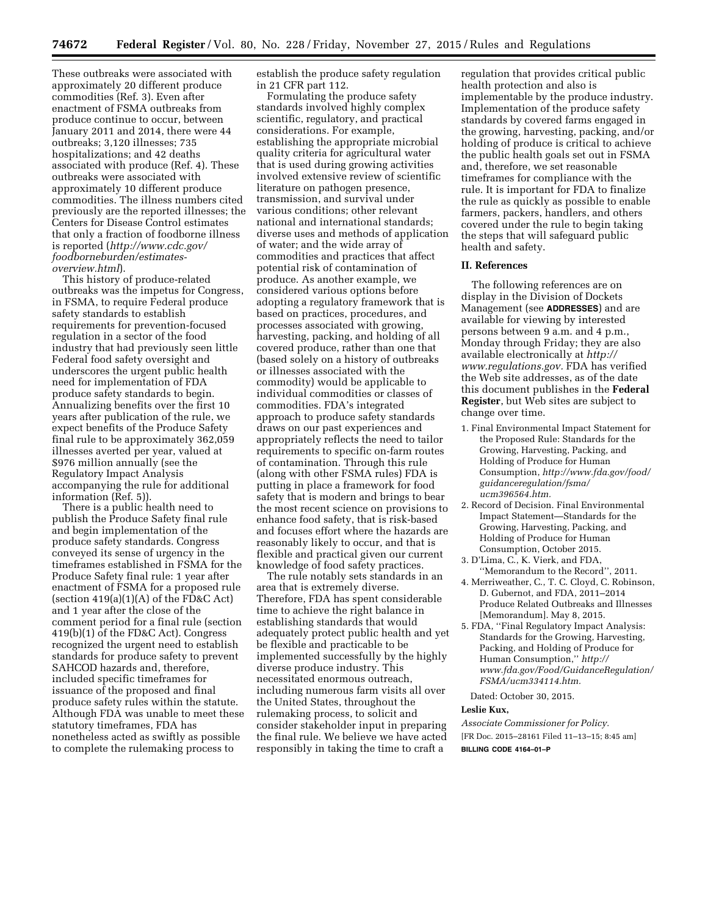These outbreaks were associated with approximately 20 different produce commodities (Ref. 3). Even after enactment of FSMA outbreaks from produce continue to occur, between January 2011 and 2014, there were 44 outbreaks; 3,120 illnesses; 735 hospitalizations; and 42 deaths associated with produce (Ref. 4). These outbreaks were associated with approximately 10 different produce commodities. The illness numbers cited previously are the reported illnesses; the Centers for Disease Control estimates that only a fraction of foodborne illness is reported (*http://www.cdc.gov/foodborneburden/estimates-overview.html*).

This history of produce-related outbreaks was the impetus for Congress, in FSMA, to require Federal produce safety standards to establish requirements for prevention-focused regulation in a sector of the food industry that had previously seen little Federal food safety oversight and underscores the urgent public health need for implementation of FDA produce safety standards to begin. Annualizing benefits over the first 10 years after publication of the rule, we expect benefits of the Produce Safety final rule to be approximately 362,059 illnesses averted per year, valued at $976 million annually (see the Regulatory Impact Analysis accompanying the rule for additional information (Ref. 5)).

There is a public health need to publish the Produce Safety final rule and begin implementation of the produce safety standards. Congress conveyed its sense of urgency in the timeframes established in FSMA for the Produce Safety final rule: 1 year after enactment of FSMA for a proposed rule (section 419(a)(1)(A) of the FD&C Act) and 1 year after the close of the comment period for a final rule (section 419(b)(1) of the FD&C Act). Congress recognized the urgent need to establish standards for produce safety to prevent SAHCOD hazards and, therefore, included specific timeframes for issuance of the proposed and final produce safety rules within the statute. Although FDA was unable to meet these statutory timeframes, FDA has nonetheless acted as swiftly as possible to complete the rulemaking process to establish the produce safety regulation in 21 CFR part 112.

Formulating the produce safety standards involved highly complex scientific, regulatory, and practical considerations. For example, establishing the appropriate microbial quality criteria for agricultural water that is used during growing activities involved extensive review of scientific literature on pathogen presence, transmission, and survival under various conditions; other relevant national and international standards; diverse uses and methods of application of water; and the wide array of commodities and practices that affect potential risk of contamination of produce. As another example, we considered various options before adopting a regulatory framework that is based on practices, procedures, and processes associated with growing, harvesting, packing, and holding of all covered produce, rather than one that (based solely on a history of outbreaks or illnesses associated with the commodity) would be applicable to individual commodities or classes of commodities. FDA's integrated approach to produce safety standards draws on our past experiences and appropriately reflects the need to tailor requirements to specific on-farm routes of contamination. Through this rule (along with other FSMA rules) FDA is putting in place a framework for food safety that is modern and brings to bear the most recent science on provisions to enhance food safety, that is risk-based and focuses effort where the hazards are reasonably likely to occur, and that is flexible and practical given our current knowledge of food safety practices.

The rule notably sets standards in an area that is extremely diverse. Therefore, FDA has spent considerable time to achieve the right balance in establishing standards that would adequately protect public health and yet be flexible and practicable to be implemented successfully by the highly diverse produce industry. This necessitated enormous outreach, including numerous farm visits all over the United States, throughout the rulemaking process, to solicit and consider stakeholder input in preparing the final rule. We believe we have acted responsibly in taking the time to craft a regulation that provides critical public health protection and also is implementable by the produce industry. Implementation of the produce safety standards by covered farms engaged in the growing, harvesting, packing, and/or holding of produce is critical to achieve the public health goals set out in FSMA and, therefore, we set reasonable timeframes for compliance with the rule. It is important for FDA to finalize the rule as quickly as possible to enable farmers, packers, handlers, and others covered under the rule to begin taking the steps that will safeguard public health and safety.

## II. References

The following references are on display in the Division of Dockets Management (see **ADDRESSES**) and are available for viewing by interested persons between 9 a.m. and 4 p.m., Monday through Friday; they are also available electronically at *http://www.regulations.gov.* FDA has verified the Web site addresses, as of the date this document publishes in the **Federal Register**, but Web sites are subject to change over time.

1. Final Environmental Impact Statement for the Proposed Rule: Standards for the Growing, Harvesting, Packing, and Holding of Produce for Human Consumption, *http://www.fda.gov/food/guidanceregulation/fsma/ucm396564.htm.*
2. Record of Decision. Final Environmental Impact Statement—Standards for the Growing, Harvesting, Packing, and Holding of Produce for Human Consumption, October 2015.
3. D'Lima, C., K. Vierk, and FDA, ''Memorandum to the Record'', 2011.
4. Merriweather, C., T. C. Cloyd, C. Robinson, D. Gubernot, and FDA, 2011–2014 Produce Related Outbreaks and Illnesses [Memorandum]. May 8, 2015.
5. FDA, ''Final Regulatory Impact Analysis: Standards for the Growing, Harvesting, Packing, and Holding of Produce for Human Consumption,'' *http://www.fda.gov/Food/GuidanceRegulation/FSMA/ucm334114.htm.*

Dated: October 30, 2015.

**Leslie Kux,**

*Associate Commissioner for Policy.*

[FR Doc. 2015–28161 Filed 11–13–15; 8:45 am]

**BILLING CODE 4164–01–P**